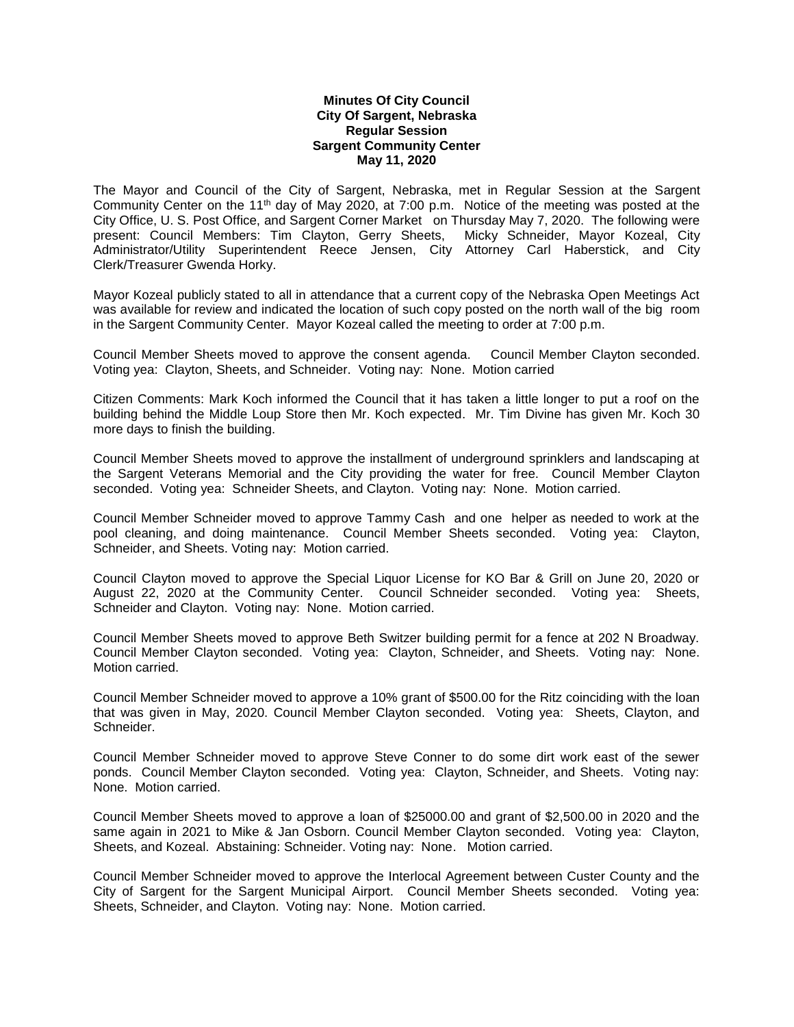**Minutes Of City Council**
**City Of Sargent, Nebraska**
**Regular Session**
**Sargent Community Center**
**May 11, 2020**

The Mayor and Council of the City of Sargent, Nebraska, met in Regular Session at the Sargent Community Center on the 11th day of May 2020, at 7:00 p.m. Notice of the meeting was posted at the City Office, U. S. Post Office, and Sargent Corner Market on Thursday May 7, 2020. The following were present: Council Members: Tim Clayton, Gerry Sheets, Micky Schneider, Mayor Kozeal, City Administrator/Utility Superintendent Reece Jensen, City Attorney Carl Haberstick, and City Clerk/Treasurer Gwenda Horky.

Mayor Kozeal publicly stated to all in attendance that a current copy of the Nebraska Open Meetings Act was available for review and indicated the location of such copy posted on the north wall of the big room in the Sargent Community Center. Mayor Kozeal called the meeting to order at 7:00 p.m.

Council Member Sheets moved to approve the consent agenda. Council Member Clayton seconded. Voting yea: Clayton, Sheets, and Schneider. Voting nay: None. Motion carried

Citizen Comments: Mark Koch informed the Council that it has taken a little longer to put a roof on the building behind the Middle Loup Store then Mr. Koch expected. Mr. Tim Divine has given Mr. Koch 30 more days to finish the building.

Council Member Sheets moved to approve the installment of underground sprinklers and landscaping at the Sargent Veterans Memorial and the City providing the water for free. Council Member Clayton seconded. Voting yea: Schneider Sheets, and Clayton. Voting nay: None. Motion carried.

Council Member Schneider moved to approve Tammy Cash and one helper as needed to work at the pool cleaning, and doing maintenance. Council Member Sheets seconded. Voting yea: Clayton, Schneider, and Sheets. Voting nay: Motion carried.

Council Clayton moved to approve the Special Liquor License for KO Bar & Grill on June 20, 2020 or August 22, 2020 at the Community Center. Council Schneider seconded. Voting yea: Sheets, Schneider and Clayton. Voting nay: None. Motion carried.

Council Member Sheets moved to approve Beth Switzer building permit for a fence at 202 N Broadway. Council Member Clayton seconded. Voting yea: Clayton, Schneider, and Sheets. Voting nay: None. Motion carried.

Council Member Schneider moved to approve a 10% grant of $500.00 for the Ritz coinciding with the loan that was given in May, 2020. Council Member Clayton seconded. Voting yea: Sheets, Clayton, and Schneider.

Council Member Schneider moved to approve Steve Conner to do some dirt work east of the sewer ponds. Council Member Clayton seconded. Voting yea: Clayton, Schneider, and Sheets. Voting nay: None. Motion carried.

Council Member Sheets moved to approve a loan of $25000.00 and grant of $2,500.00 in 2020 and the same again in 2021 to Mike & Jan Osborn. Council Member Clayton seconded. Voting yea: Clayton, Sheets, and Kozeal. Abstaining: Schneider. Voting nay: None. Motion carried.

Council Member Schneider moved to approve the Interlocal Agreement between Custer County and the City of Sargent for the Sargent Municipal Airport. Council Member Sheets seconded. Voting yea: Sheets, Schneider, and Clayton. Voting nay: None. Motion carried.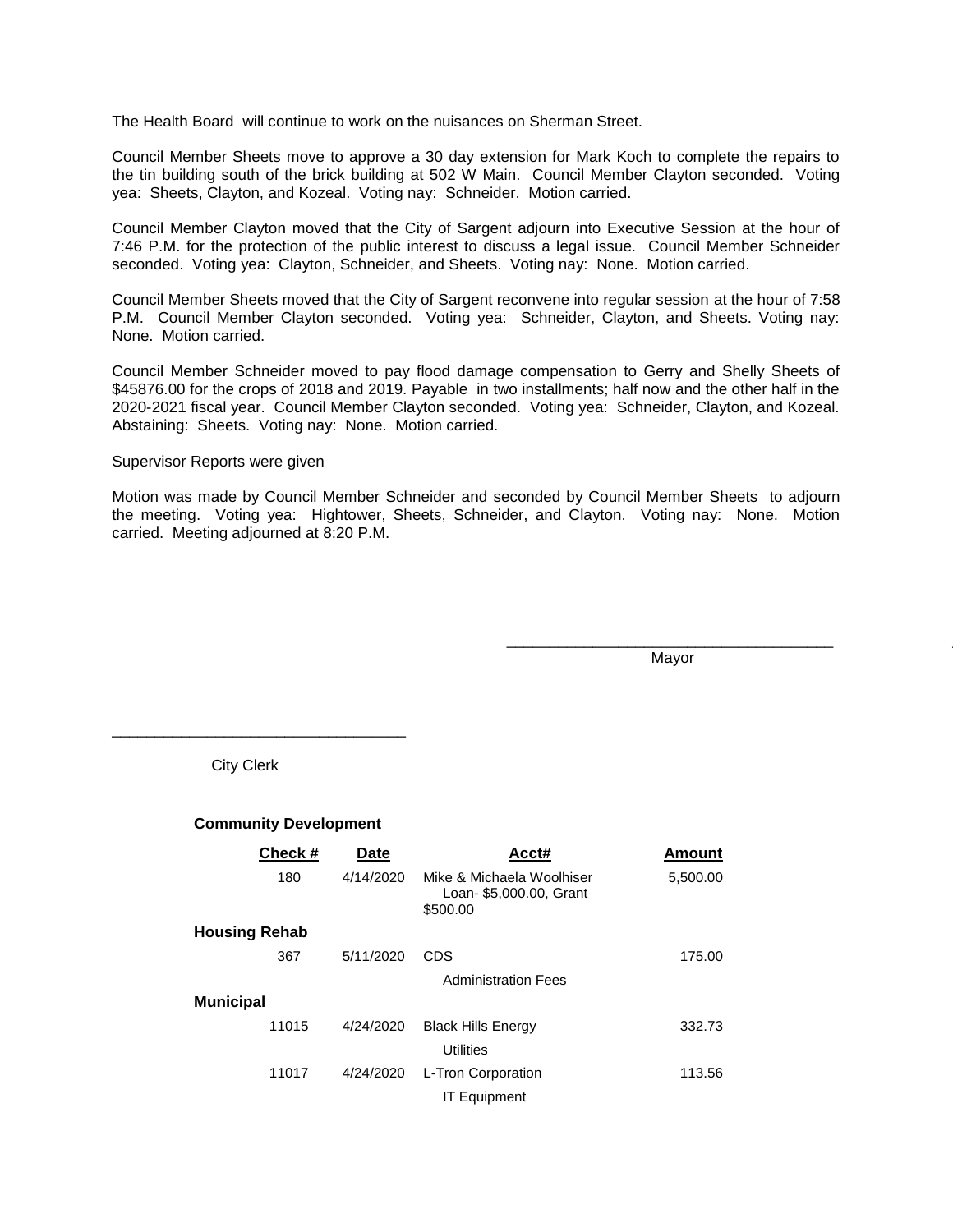The Health Board will continue to work on the nuisances on Sherman Street.

Council Member Sheets move to approve a 30 day extension for Mark Koch to complete the repairs to the tin building south of the brick building at 502 W Main. Council Member Clayton seconded. Voting yea: Sheets, Clayton, and Kozeal. Voting nay: Schneider. Motion carried.

Council Member Clayton moved that the City of Sargent adjourn into Executive Session at the hour of 7:46 P.M. for the protection of the public interest to discuss a legal issue. Council Member Schneider seconded. Voting yea: Clayton, Schneider, and Sheets. Voting nay: None. Motion carried.

Council Member Sheets moved that the City of Sargent reconvene into regular session at the hour of 7:58 P.M. Council Member Clayton seconded. Voting yea: Schneider, Clayton, and Sheets. Voting nay: None. Motion carried.

Council Member Schneider moved to pay flood damage compensation to Gerry and Shelly Sheets of $45876.00 for the crops of 2018 and 2019. Payable in two installments; half now and the other half in the 2020-2021 fiscal year. Council Member Clayton seconded. Voting yea: Schneider, Clayton, and Kozeal. Abstaining: Sheets. Voting nay: None. Motion carried.

Supervisor Reports were given

Motion was made by Council Member Schneider and seconded by Council Member Sheets to adjourn the meeting. Voting yea: Hightower, Sheets, Schneider, and Clayton. Voting nay: None. Motion carried. Meeting adjourned at 8:20 P.M.

\_\_\_\_\_\_\_\_\_\_\_\_\_\_\_\_\_\_\_\_\_\_\_\_\_\_\_\_\_\_\_\_\_\_\_\_\_\_
Mayor

\_\_\_\_\_\_\_\_\_\_\_\_\_\_\_\_\_\_\_\_\_\_\_\_\_\_\_\_\_\_\_\_\_\_\_
City Clerk

**Community Development**

| Check # | Date | Acct# | Amount |
|---|---|---|---|
| 180 | 4/14/2020 | Mike & Michaela Woolhiser Loan- $5,000.00, Grant $500.00 | 5,500.00 |
| **Housing Rehab** | | | |
| 367 | 5/11/2020 | CDS | 175.00 |
| | | Administration Fees | |
| **Municipal** | | | |
| 11015 | 4/24/2020 | Black Hills Energy | 332.73 |
| | | Utilities | |
| 11017 | 4/24/2020 | L-Tron Corporation | 113.56 |
| | | IT Equipment | |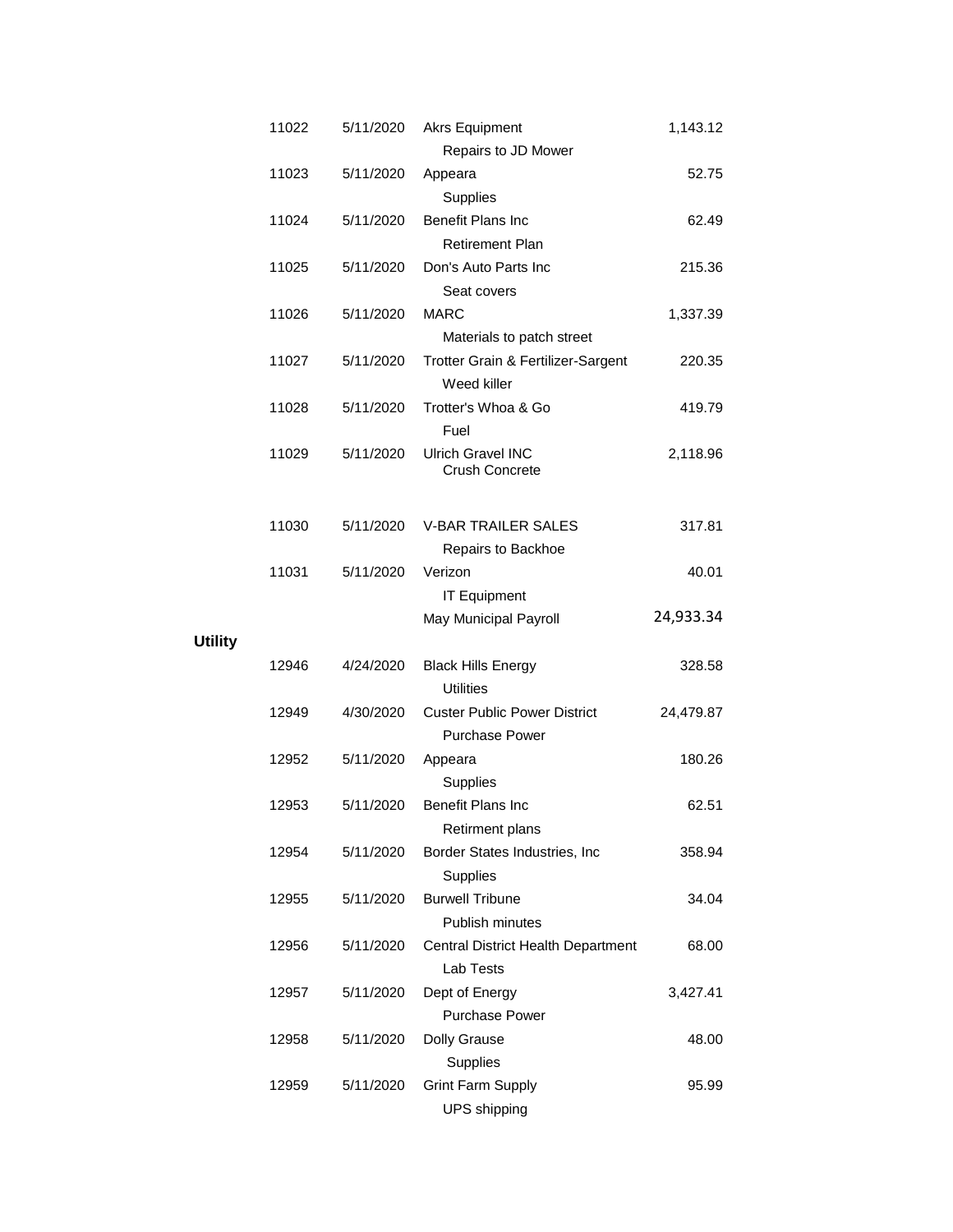| Check No. | Date | Payee / Description | Amount |
|---|---|---|---|
| 11022 | 5/11/2020 | Akrs Equipment | 1,143.12 |
| | | Repairs to JD Mower | |
| 11023 | 5/11/2020 | Appeara | 52.75 |
| | | Supplies | |
| 11024 | 5/11/2020 | Benefit Plans Inc | 62.49 |
| | | Retirement Plan | |
| 11025 | 5/11/2020 | Don's Auto Parts Inc | 215.36 |
| | | Seat covers | |
| 11026 | 5/11/2020 | MARC | 1,337.39 |
| | | Materials to patch street | |
| 11027 | 5/11/2020 | Trotter Grain & Fertilizer-Sargent | 220.35 |
| | | Weed killer | |
| 11028 | 5/11/2020 | Trotter's Whoa & Go | 419.79 |
| | | Fuel | |
| 11029 | 5/11/2020 | Ulrich Gravel INC | 2,118.96 |
| | | Crush Concrete | |
| 11030 | 5/11/2020 | V-BAR TRAILER SALES | 317.81 |
| | | Repairs to Backhoe | |
| 11031 | 5/11/2020 | Verizon | 40.01 |
| | | IT Equipment | |
| | | May Municipal Payroll | 24,933.34 |

**Utility**

| Check No. | Date | Payee / Description | Amount |
|---|---|---|---|
| 12946 | 4/24/2020 | Black Hills Energy | 328.58 |
| | | Utilities | |
| 12949 | 4/30/2020 | Custer Public Power District | 24,479.87 |
| | | Purchase Power | |
| 12952 | 5/11/2020 | Appeara | 180.26 |
| | | Supplies | |
| 12953 | 5/11/2020 | Benefit Plans Inc | 62.51 |
| | | Retirment plans | |
| 12954 | 5/11/2020 | Border States Industries, Inc | 358.94 |
| | | Supplies | |
| 12955 | 5/11/2020 | Burwell Tribune | 34.04 |
| | | Publish minutes | |
| 12956 | 5/11/2020 | Central District Health Department | 68.00 |
| | | Lab Tests | |
| 12957 | 5/11/2020 | Dept of Energy | 3,427.41 |
| | | Purchase Power | |
| 12958 | 5/11/2020 | Dolly Grause | 48.00 |
| | | Supplies | |
| 12959 | 5/11/2020 | Grint Farm Supply | 95.99 |
| | | UPS shipping | |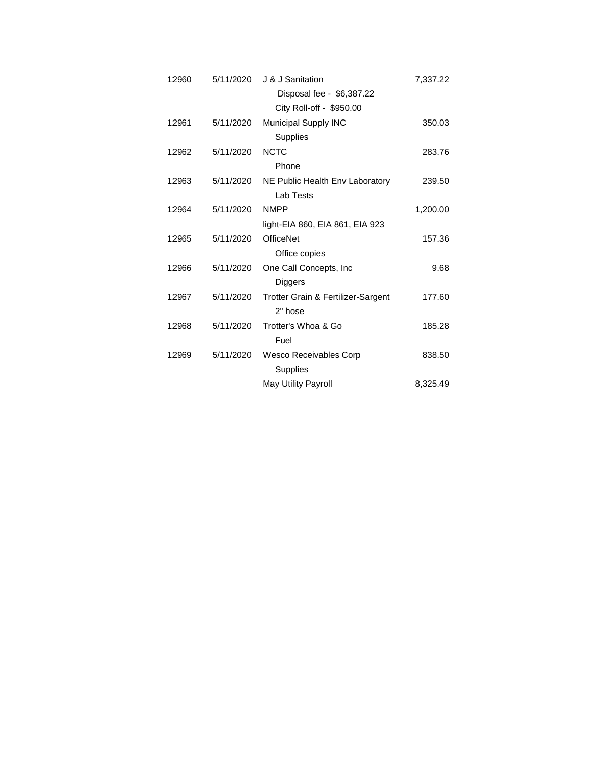| | | | |
|---|---|---|---|
| 12960 | 5/11/2020 | J & J Sanitation | 7,337.22 |
| | | Disposal fee - $6,387.22 | |
| | | City Roll-off - $950.00 | |
| 12961 | 5/11/2020 | Municipal Supply INC | 350.03 |
| | | Supplies | |
| 12962 | 5/11/2020 | NCTC | 283.76 |
| | | Phone | |
| 12963 | 5/11/2020 | NE Public Health Env Laboratory | 239.50 |
| | | Lab Tests | |
| 12964 | 5/11/2020 | NMPP | 1,200.00 |
| | | light-EIA 860, EIA 861, EIA 923 | |
| 12965 | 5/11/2020 | OfficeNet | 157.36 |
| | | Office copies | |
| 12966 | 5/11/2020 | One Call Concepts, Inc | 9.68 |
| | | Diggers | |
| 12967 | 5/11/2020 | Trotter Grain & Fertilizer-Sargent | 177.60 |
| | | 2" hose | |
| 12968 | 5/11/2020 | Trotter's Whoa & Go | 185.28 |
| | | Fuel | |
| 12969 | 5/11/2020 | Wesco Receivables Corp | 838.50 |
| | | Supplies | |
| | | May Utility Payroll | 8,325.49 |